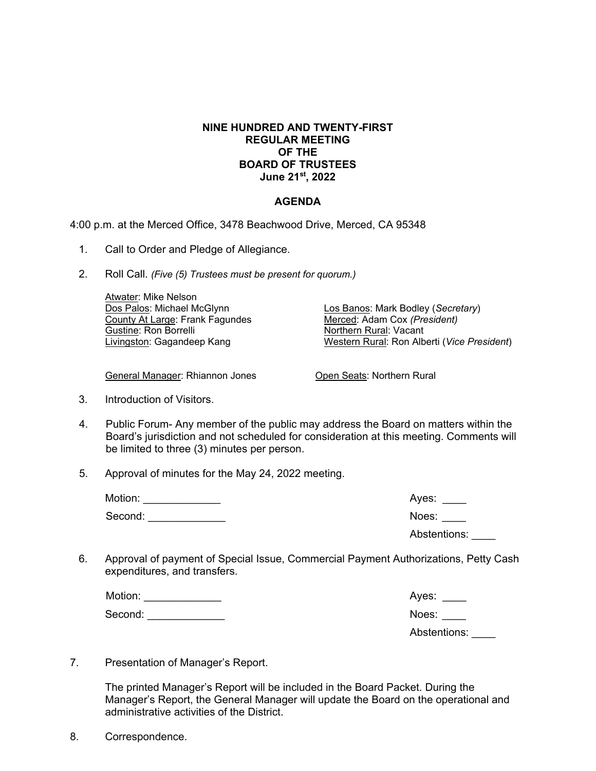**NINE HUNDRED AND TWENTY-FIRST**
**REGULAR MEETING**
**OF THE**
**BOARD OF TRUSTEES**
**June 21st, 2022**

**AGENDA**

4:00 p.m. at the Merced Office, 3478 Beachwood Drive, Merced, CA 95348

1. Call to Order and Pledge of Allegiance.

2. Roll Call. *(Five (5) Trustees must be present for quorum.)*

   Atwater: Mike Nelson
   Dos Palos: Michael McGlynn
   County At Large: Frank Fagundes
   Gustine: Ron Borrelli
   Livingston: Gagandeep Kang
   Los Banos: Mark Bodley (*Secretary*)
   Merced: Adam Cox *(President)*
   Northern Rural: Vacant
   Western Rural: Ron Alberti (*Vice President*)

   General Manager: Rhiannon Jones
   Open Seats: Northern Rural

3. Introduction of Visitors.

4. Public Forum- Any member of the public may address the Board on matters within the Board's jurisdiction and not scheduled for consideration at this meeting. Comments will be limited to three (3) minutes per person.

5. Approval of minutes for the May 24, 2022 meeting.

   Motion: _____________
   Second: _____________
   Ayes: ____
   Noes: ____
   Abstentions: ____

6. Approval of payment of Special Issue, Commercial Payment Authorizations, Petty Cash expenditures, and transfers.

   Motion: _____________
   Second: _____________
   Ayes: ____
   Noes: ____
   Abstentions: ____

7. Presentation of Manager's Report.

   The printed Manager's Report will be included in the Board Packet. During the Manager's Report, the General Manager will update the Board on the operational and administrative activities of the District.

8. Correspondence.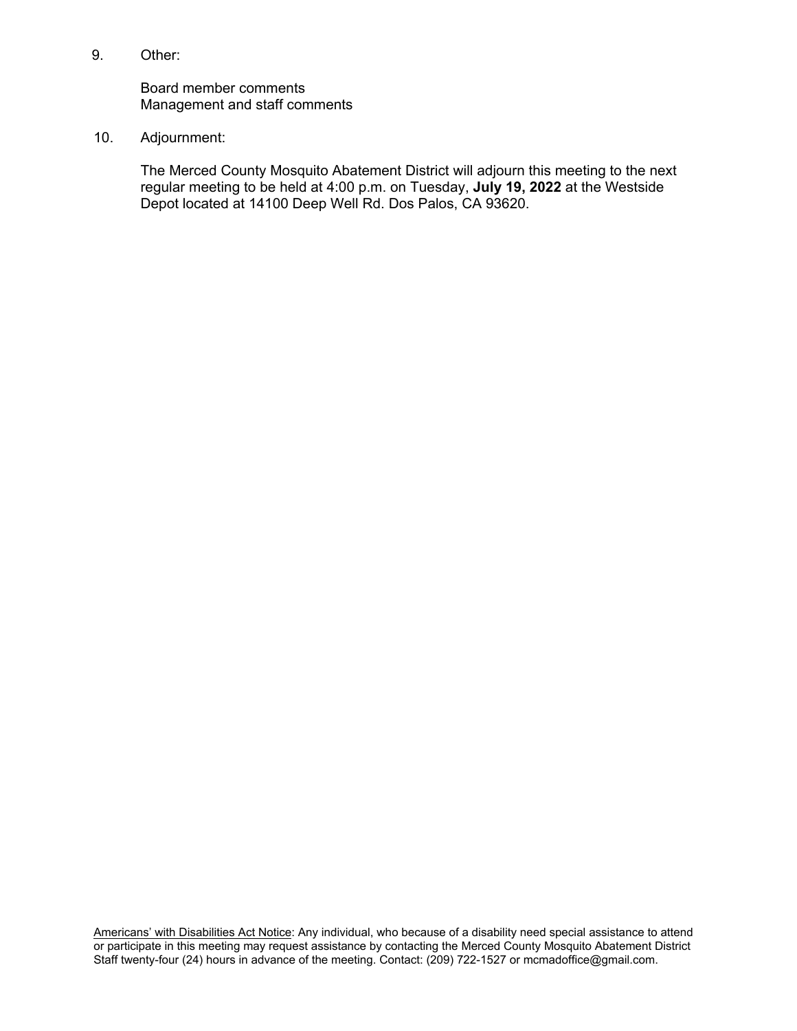9. Other:

   Board member comments
   Management and staff comments

10. Adjournment:

    The Merced County Mosquito Abatement District will adjourn this meeting to the next regular meeting to be held at 4:00 p.m. on Tuesday, **July 19, 2022** at the Westside Depot located at 14100 Deep Well Rd. Dos Palos, CA 93620.

<u>Americans' with Disabilities Act Notice</u>: Any individual, who because of a disability need special assistance to attend or participate in this meeting may request assistance by contacting the Merced County Mosquito Abatement District Staff twenty-four (24) hours in advance of the meeting. Contact: (209) 722-1527 or mcmadoffice@gmail.com.